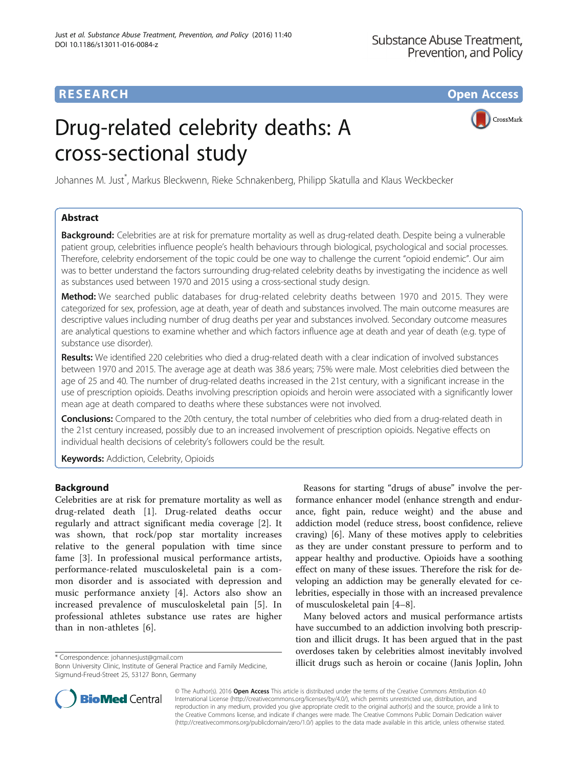RESEARCH Open Access

# Drug-related celebrity deaths: A cross-sectional study

Johannes M. Just*, Markus Bleckwenn, Rieke Schnakenberg, Philipp Skatulla and Klaus Weckbecker

## Abstract

**Background:** Celebrities are at risk for premature mortality as well as drug-related death. Despite being a vulnerable patient group, celebrities influence people's health behaviours through biological, psychological and social processes. Therefore, celebrity endorsement of the topic could be one way to challenge the current "opioid endemic". Our aim was to better understand the factors surrounding drug-related celebrity deaths by investigating the incidence as well as substances used between 1970 and 2015 using a cross-sectional study design.

**Method:** We searched public databases for drug-related celebrity deaths between 1970 and 2015. They were categorized for sex, profession, age at death, year of death and substances involved. The main outcome measures are descriptive values including number of drug deaths per year and substances involved. Secondary outcome measures are analytical questions to examine whether and which factors influence age at death and year of death (e.g. type of substance use disorder).

**Results:** We identified 220 celebrities who died a drug-related death with a clear indication of involved substances between 1970 and 2015. The average age at death was 38.6 years; 75% were male. Most celebrities died between the age of 25 and 40. The number of drug-related deaths increased in the 21st century, with a significant increase in the use of prescription opioids. Deaths involving prescription opioids and heroin were associated with a significantly lower mean age at death compared to deaths where these substances were not involved.

**Conclusions:** Compared to the 20th century, the total number of celebrities who died from a drug-related death in the 21st century increased, possibly due to an increased involvement of prescription opioids. Negative effects on individual health decisions of celebrity's followers could be the result.

**Keywords:** Addiction, Celebrity, Opioids

## Background

Celebrities are at risk for premature mortality as well as drug-related death [1]. Drug-related deaths occur regularly and attract significant media coverage [2]. It was shown, that rock/pop star mortality increases relative to the general population with time since fame [3]. In professional musical performance artists, performance-related musculoskeletal pain is a common disorder and is associated with depression and music performance anxiety [4]. Actors also show an increased prevalence of musculoskeletal pain [5]. In professional athletes substance use rates are higher than in non-athletes [6].

Reasons for starting "drugs of abuse" involve the performance enhancer model (enhance strength and endurance, fight pain, reduce weight) and the abuse and addiction model (reduce stress, boost confidence, relieve craving) [6]. Many of these motives apply to celebrities as they are under constant pressure to perform and to appear healthy and productive. Opioids have a soothing effect on many of these issues. Therefore the risk for developing an addiction may be generally elevated for celebrities, especially in those with an increased prevalence of musculoskeletal pain [4–8].

Many beloved actors and musical performance artists have succumbed to an addiction involving both prescription and illicit drugs. It has been argued that in the past overdoses taken by celebrities almost inevitably involved illicit drugs such as heroin or cocaine (Janis Joplin, John

\* Correspondence: johannesjust@gmail.com
Bonn University Clinic, Institute of General Practice and Family Medicine, Sigmund-Freud-Street 25, 53127 Bonn, Germany

© The Author(s). 2016 **Open Access** This article is distributed under the terms of the Creative Commons Attribution 4.0 International License (http://creativecommons.org/licenses/by/4.0/), which permits unrestricted use, distribution, and reproduction in any medium, provided you give appropriate credit to the original author(s) and the source, provide a link to the Creative Commons license, and indicate if changes were made. The Creative Commons Public Domain Dedication waiver (http://creativecommons.org/publicdomain/zero/1.0/) applies to the data made available in this article, unless otherwise stated.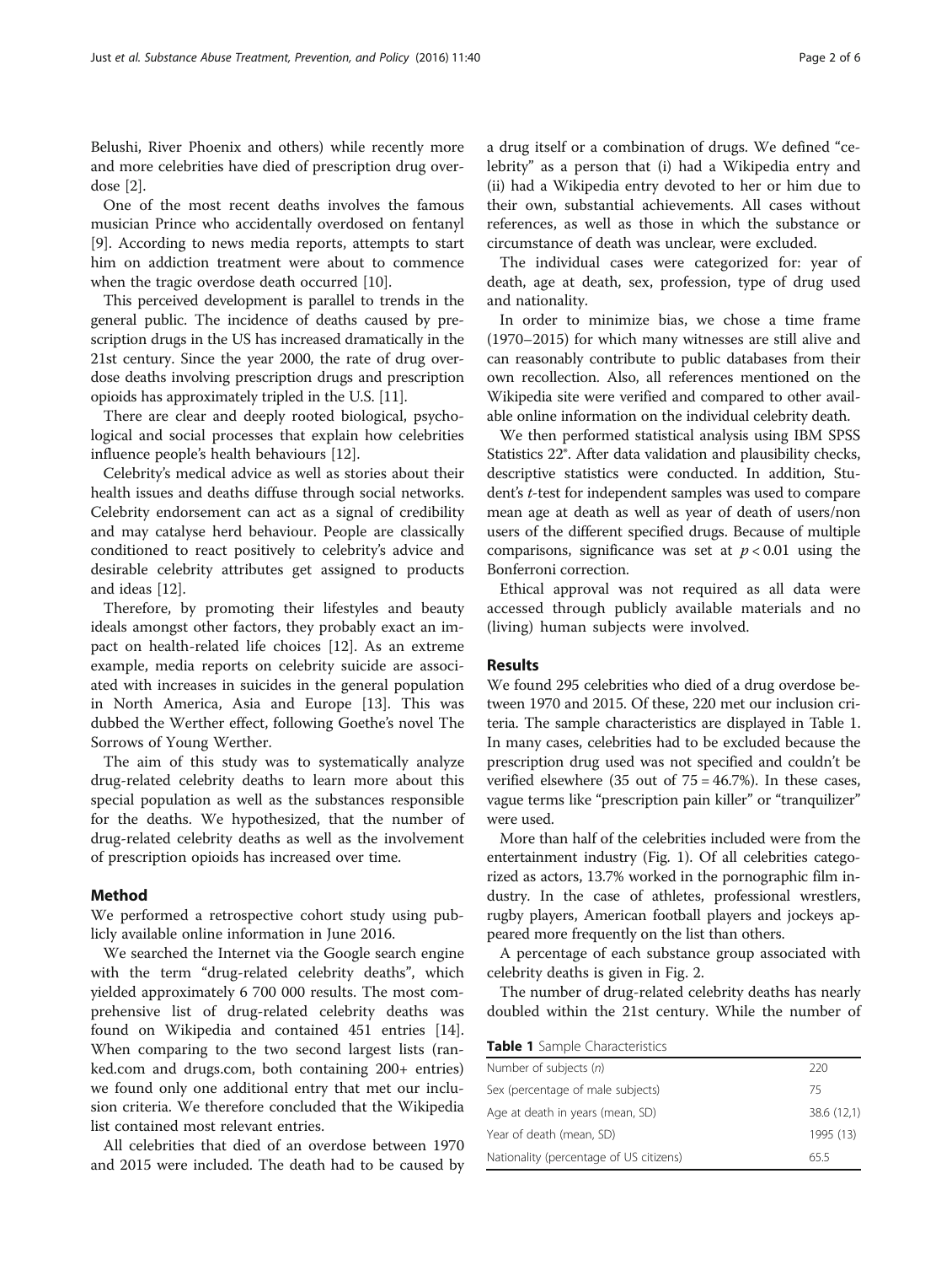Belushi, River Phoenix and others) while recently more and more celebrities have died of prescription drug overdose [2].

One of the most recent deaths involves the famous musician Prince who accidentally overdosed on fentanyl [9]. According to news media reports, attempts to start him on addiction treatment were about to commence when the tragic overdose death occurred [10].

This perceived development is parallel to trends in the general public. The incidence of deaths caused by prescription drugs in the US has increased dramatically in the 21st century. Since the year 2000, the rate of drug overdose deaths involving prescription drugs and prescription opioids has approximately tripled in the U.S. [11].

There are clear and deeply rooted biological, psychological and social processes that explain how celebrities influence people's health behaviours [12].

Celebrity's medical advice as well as stories about their health issues and deaths diffuse through social networks. Celebrity endorsement can act as a signal of credibility and may catalyse herd behaviour. People are classically conditioned to react positively to celebrity's advice and desirable celebrity attributes get assigned to products and ideas [12].

Therefore, by promoting their lifestyles and beauty ideals amongst other factors, they probably exact an impact on health-related life choices [12]. As an extreme example, media reports on celebrity suicide are associated with increases in suicides in the general population in North America, Asia and Europe [13]. This was dubbed the Werther effect, following Goethe's novel The Sorrows of Young Werther.

The aim of this study was to systematically analyze drug-related celebrity deaths to learn more about this special population as well as the substances responsible for the deaths. We hypothesized, that the number of drug-related celebrity deaths as well as the involvement of prescription opioids has increased over time.

## Method

We performed a retrospective cohort study using publicly available online information in June 2016.

We searched the Internet via the Google search engine with the term "drug-related celebrity deaths", which yielded approximately 6 700 000 results. The most comprehensive list of drug-related celebrity deaths was found on Wikipedia and contained 451 entries [14]. When comparing to the two second largest lists (ranked.com and drugs.com, both containing 200+ entries) we found only one additional entry that met our inclusion criteria. We therefore concluded that the Wikipedia list contained most relevant entries.

All celebrities that died of an overdose between 1970 and 2015 were included. The death had to be caused by a drug itself or a combination of drugs. We defined "celebrity" as a person that (i) had a Wikipedia entry and (ii) had a Wikipedia entry devoted to her or him due to their own, substantial achievements. All cases without references, as well as those in which the substance or circumstance of death was unclear, were excluded.

The individual cases were categorized for: year of death, age at death, sex, profession, type of drug used and nationality.

In order to minimize bias, we chose a time frame (1970–2015) for which many witnesses are still alive and can reasonably contribute to public databases from their own recollection. Also, all references mentioned on the Wikipedia site were verified and compared to other available online information on the individual celebrity death.

We then performed statistical analysis using IBM SPSS Statistics 22®. After data validation and plausibility checks, descriptive statistics were conducted. In addition, Student's *t*-test for independent samples was used to compare mean age at death as well as year of death of users/non users of the different specified drugs. Because of multiple comparisons, significance was set at $p < 0.01$ using the Bonferroni correction.

Ethical approval was not required as all data were accessed through publicly available materials and no (living) human subjects were involved.

## Results

We found 295 celebrities who died of a drug overdose between 1970 and 2015. Of these, 220 met our inclusion criteria. The sample characteristics are displayed in Table 1. In many cases, celebrities had to be excluded because the prescription drug used was not specified and couldn't be verified elsewhere (35 out of 75 = 46.7%). In these cases, vague terms like "prescription pain killer" or "tranquilizer" were used.

More than half of the celebrities included were from the entertainment industry (Fig. 1). Of all celebrities categorized as actors, 13.7% worked in the pornographic film industry. In the case of athletes, professional wrestlers, rugby players, American football players and jockeys appeared more frequently on the list than others.

A percentage of each substance group associated with celebrity deaths is given in Fig. 2.

The number of drug-related celebrity deaths has nearly doubled within the 21st century. While the number of

**Table 1** Sample Characteristics

| | |
|---|---|
| Number of subjects (*n*) | 220 |
| Sex (percentage of male subjects) | 75 |
| Age at death in years (mean, SD) | 38.6 (12,1) |
| Year of death (mean, SD) | 1995 (13) |
| Nationality (percentage of US citizens) | 65.5 |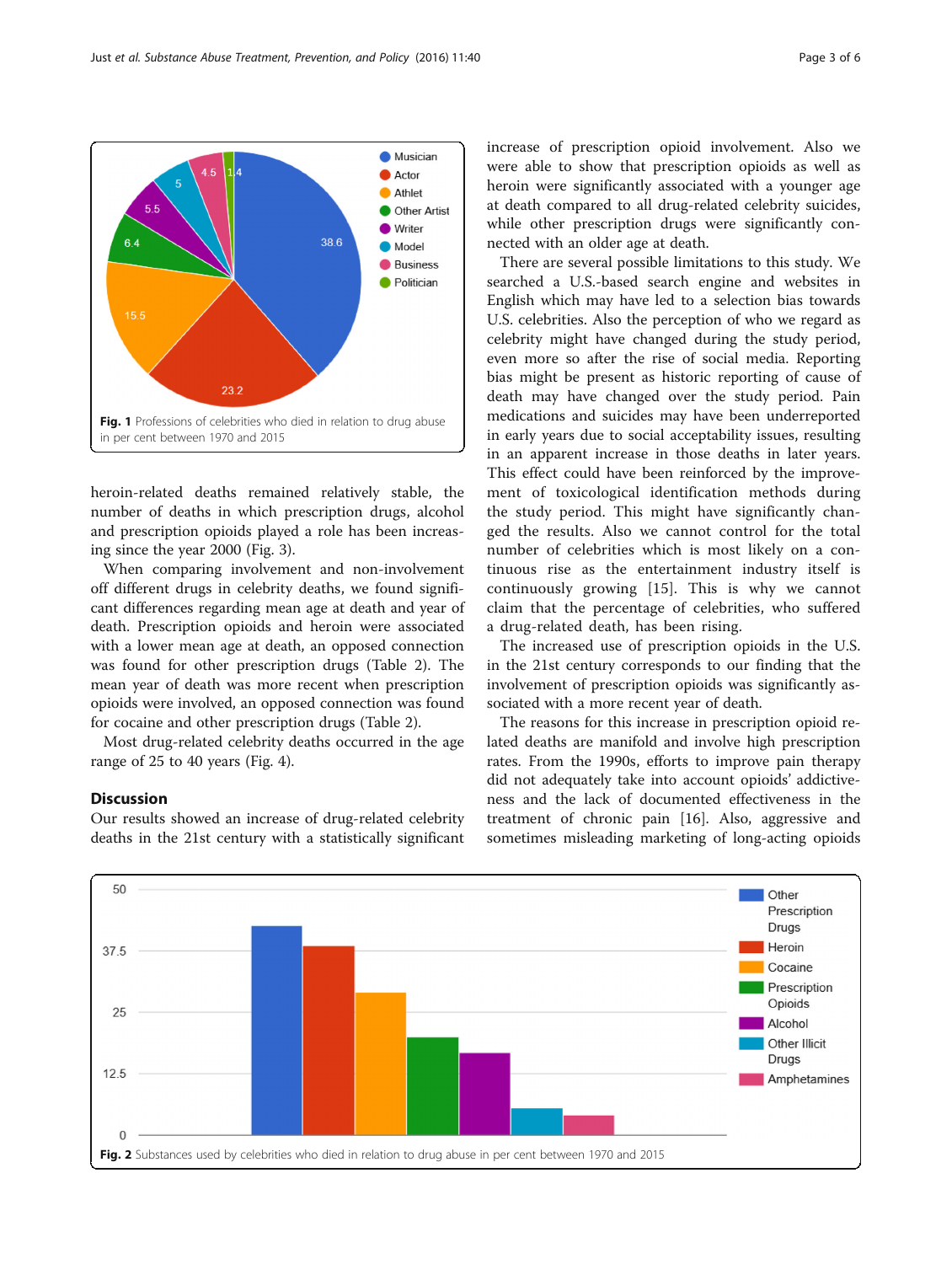Fig. 1 Professions of celebrities who died in relation to drug abuse in per cent between 1970 and 2015

heroin-related deaths remained relatively stable, the number of deaths in which prescription drugs, alcohol and prescription opioids played a role has been increasing since the year 2000 (Fig. 3).

When comparing involvement and non-involvement off different drugs in celebrity deaths, we found significant differences regarding mean age at death and year of death. Prescription opioids and heroin were associated with a lower mean age at death, an opposed connection was found for other prescription drugs (Table 2). The mean year of death was more recent when prescription opioids were involved, an opposed connection was found for cocaine and other prescription drugs (Table 2).

Most drug-related celebrity deaths occurred in the age range of 25 to 40 years (Fig. 4).

## Discussion

Our results showed an increase of drug-related celebrity deaths in the 21st century with a statistically significant increase of prescription opioid involvement. Also we were able to show that prescription opioids as well as heroin were significantly associated with a younger age at death compared to all drug-related celebrity suicides, while other prescription drugs were significantly connected with an older age at death.

There are several possible limitations to this study. We searched a U.S.-based search engine and websites in English which may have led to a selection bias towards U.S. celebrities. Also the perception of who we regard as celebrity might have changed during the study period, even more so after the rise of social media. Reporting bias might be present as historic reporting of cause of death may have changed over the study period. Pain medications and suicides may have been underreported in early years due to social acceptability issues, resulting in an apparent increase in those deaths in later years. This effect could have been reinforced by the improvement of toxicological identification methods during the study period. This might have significantly changed the results. Also we cannot control for the total number of celebrities which is most likely on a continuous rise as the entertainment industry itself is continuously growing [15]. This is why we cannot claim that the percentage of celebrities, who suffered a drug-related death, has been rising.

The increased use of prescription opioids in the U.S. in the 21st century corresponds to our finding that the involvement of prescription opioids was significantly associated with a more recent year of death.

The reasons for this increase in prescription opioid related deaths are manifold and involve high prescription rates. From the 1990s, efforts to improve pain therapy did not adequately take into account opioids' addictiveness and the lack of documented effectiveness in the treatment of chronic pain [16]. Also, aggressive and sometimes misleading marketing of long-acting opioids

Fig. 2 Substances used by celebrities who died in relation to drug abuse in per cent between 1970 and 2015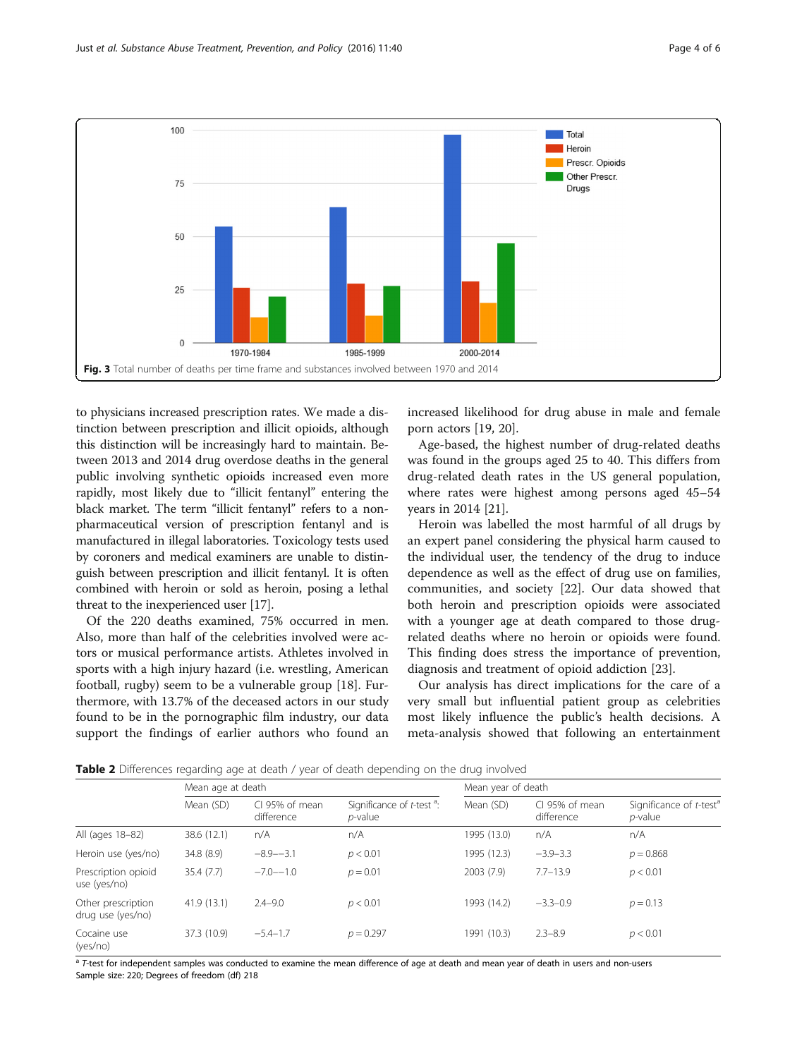**Fig. 3** Total number of deaths per time frame and substances involved between 1970 and 2014

to physicians increased prescription rates. We made a distinction between prescription and illicit opioids, although this distinction will be increasingly hard to maintain. Between 2013 and 2014 drug overdose deaths in the general public involving synthetic opioids increased even more rapidly, most likely due to "illicit fentanyl" entering the black market. The term "illicit fentanyl" refers to a non-pharmaceutical version of prescription fentanyl and is manufactured in illegal laboratories. Toxicology tests used by coroners and medical examiners are unable to distinguish between prescription and illicit fentanyl. It is often combined with heroin or sold as heroin, posing a lethal threat to the inexperienced user [17].

Of the 220 deaths examined, 75% occurred in men. Also, more than half of the celebrities involved were actors or musical performance artists. Athletes involved in sports with a high injury hazard (i.e. wrestling, American football, rugby) seem to be a vulnerable group [18]. Furthermore, with 13.7% of the deceased actors in our study found to be in the pornographic film industry, our data support the findings of earlier authors who found an increased likelihood for drug abuse in male and female porn actors [19, 20].

Age-based, the highest number of drug-related deaths was found in the groups aged 25 to 40. This differs from drug-related death rates in the US general population, where rates were highest among persons aged 45–54 years in 2014 [21].

Heroin was labelled the most harmful of all drugs by an expert panel considering the physical harm caused to the individual user, the tendency of the drug to induce dependence as well as the effect of drug use on families, communities, and society [22]. Our data showed that both heroin and prescription opioids were associated with a younger age at death compared to those drug-related deaths where no heroin or opioids were found. This finding does stress the importance of prevention, diagnosis and treatment of opioid addiction [23].

Our analysis has direct implications for the care of a very small but influential patient group as celebrities most likely influence the public's health decisions. A meta-analysis showed that following an entertainment

**Table 2** Differences regarding age at death / year of death depending on the drug involved

| | Mean age at death | | | Mean year of death | | |
|---|---|---|---|---|---|---|
| | Mean (SD) | CI 95% of mean difference | Significance of *t*-test [a]: *p*-value | Mean (SD) | CI 95% of mean difference | Significance of *t*-test [a] *p*-value |
| All (ages 18–82) | 38.6 (12.1) | n/A | n/A | 1995 (13.0) | n/A | n/A |
| Heroin use (yes/no) | 34.8 (8.9) | −8.9–−3.1 | $p < 0.01$ | 1995 (12.3) | −3.9–3.3 | $p = 0.868$ |
| Prescription opioid use (yes/no) | 35.4 (7.7) | −7.0–−1.0 | $p = 0.01$ | 2003 (7.9) | 7.7–13.9 | $p < 0.01$ |
| Other prescription drug use (yes/no) | 41.9 (13.1) | 2.4–9.0 | $p < 0.01$ | 1993 (14.2) | −3.3–0.9 | $p = 0.13$ |
| Cocaine use (yes/no) | 37.3 (10.9) | −5.4–1.7 | $p = 0.297$ | 1991 (10.3) | 2.3–8.9 | $p < 0.01$ |

[a] *T*-test for independent samples was conducted to examine the mean difference of age at death and mean year of death in users and non-users
Sample size: 220; Degrees of freedom (df) 218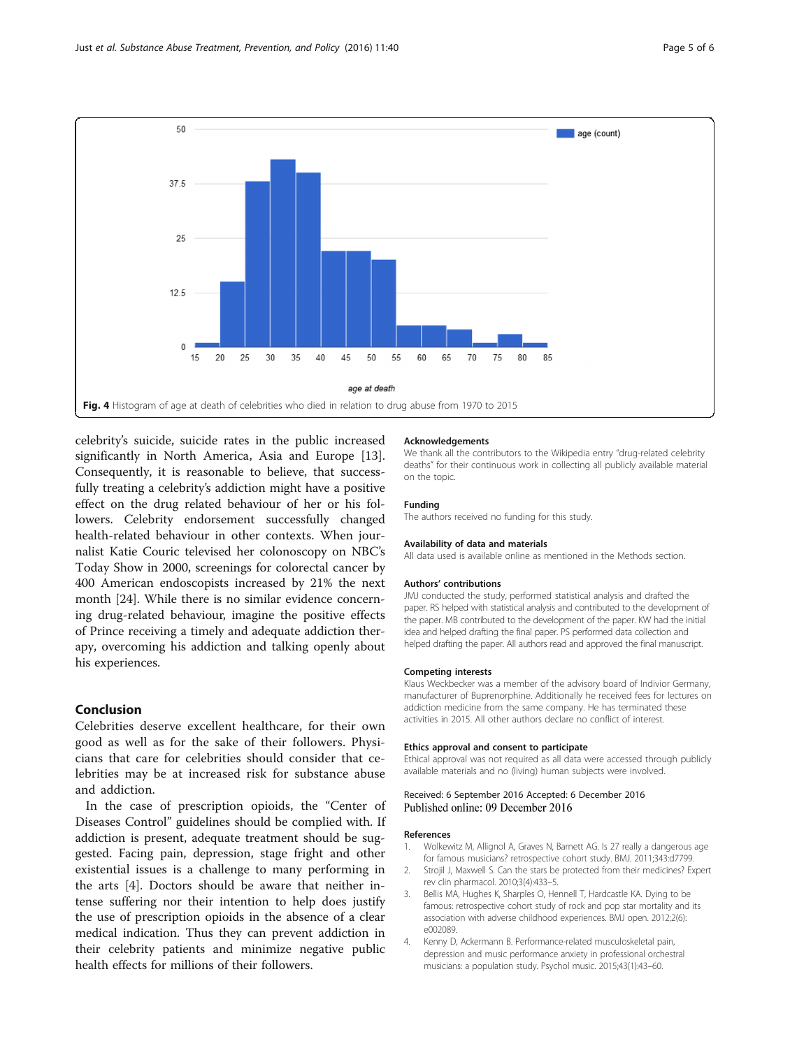Fig. 4 Histogram of age at death of celebrities who died in relation to drug abuse from 1970 to 2015

celebrity's suicide, suicide rates in the public increased significantly in North America, Asia and Europe [13]. Consequently, it is reasonable to believe, that successfully treating a celebrity's addiction might have a positive effect on the drug related behaviour of her or his followers. Celebrity endorsement successfully changed health-related behaviour in other contexts. When journalist Katie Couric televised her colonoscopy on NBC's Today Show in 2000, screenings for colorectal cancer by 400 American endoscopists increased by 21% the next month [24]. While there is no similar evidence concerning drug-related behaviour, imagine the positive effects of Prince receiving a timely and adequate addiction therapy, overcoming his addiction and talking openly about his experiences.

## Conclusion

Celebrities deserve excellent healthcare, for their own good as well as for the sake of their followers. Physicians that care for celebrities should consider that celebrities may be at increased risk for substance abuse and addiction.

In the case of prescription opioids, the "Center of Diseases Control" guidelines should be complied with. If addiction is present, adequate treatment should be suggested. Facing pain, depression, stage fright and other existential issues is a challenge to many performing in the arts [4]. Doctors should be aware that neither intense suffering nor their intention to help does justify the use of prescription opioids in the absence of a clear medical indication. Thus they can prevent addiction in their celebrity patients and minimize negative public health effects for millions of their followers.

### Acknowledgements

We thank all the contributors to the Wikipedia entry "drug-related celebrity deaths" for their continuous work in collecting all publicly available material on the topic.

### Funding

The authors received no funding for this study.

### Availability of data and materials

All data used is available online as mentioned in the Methods section.

### Authors' contributions

JMJ conducted the study, performed statistical analysis and drafted the paper. RS helped with statistical analysis and contributed to the development of the paper. MB contributed to the development of the paper. KW had the initial idea and helped drafting the final paper. PS performed data collection and helped drafting the paper. All authors read and approved the final manuscript.

### Competing interests

Klaus Weckbecker was a member of the advisory board of Indivior Germany, manufacturer of Buprenorphine. Additionally he received fees for lectures on addiction medicine from the same company. He has terminated these activities in 2015. All other authors declare no conflict of interest.

### Ethics approval and consent to participate

Ethical approval was not required as all data were accessed through publicly available materials and no (living) human subjects were involved.

Received: 6 September 2016 Accepted: 6 December 2016
Published online: 09 December 2016

### References

1. Wolkewitz M, Allignol A, Graves N, Barnett AG. Is 27 really a dangerous age for famous musicians? retrospective cohort study. BMJ. 2011;343:d7799.
2. Strojil J, Maxwell S. Can the stars be protected from their medicines? Expert rev clin pharmacol. 2010;3(4):433–5.
3. Bellis MA, Hughes K, Sharples O, Hennell T, Hardcastle KA. Dying to be famous: retrospective cohort study of rock and pop star mortality and its association with adverse childhood experiences. BMJ open. 2012;2(6): e002089.
4. Kenny D, Ackermann B. Performance-related musculoskeletal pain, depression and music performance anxiety in professional orchestral musicians: a population study. Psychol music. 2015;43(1):43–60.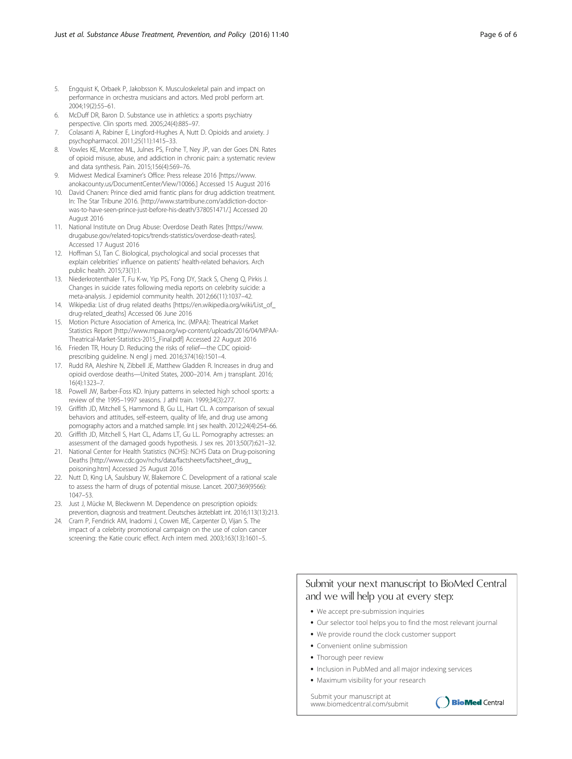5. Engquist K, Orbaek P, Jakobsson K. Musculoskeletal pain and impact on performance in orchestra musicians and actors. Med probl perform art. 2004;19(2):55–61.
6. McDuff DR, Baron D. Substance use in athletics: a sports psychiatry perspective. Clin sports med. 2005;24(4):885–97.
7. Colasanti A, Rabiner E, Lingford-Hughes A, Nutt D. Opioids and anxiety. J psychopharmacol. 2011;25(11):1415–33.
8. Vowles KE, Mcentee ML, Julnes PS, Frohe T, Ney JP, van der Goes DN. Rates of opioid misuse, abuse, and addiction in chronic pain: a systematic review and data synthesis. Pain. 2015;156(4):569–76.
9. Midwest Medical Examiner's Office: Press release 2016 [https://www.anokacounty.us/DocumentCenter/View/10066.] Accessed 15 August 2016
10. David Chanen: Prince died amid frantic plans for drug addiction treatment. In: The Star Tribune 2016. [http://www.startribune.com/addiction-doctor-was-to-have-seen-prince-just-before-his-death/378051471/.] Accessed 20 August 2016
11. National Institute on Drug Abuse: Overdose Death Rates [https://www.drugabuse.gov/related-topics/trends-statistics/overdose-death-rates]. Accessed 17 August 2016
12. Hoffman SJ, Tan C. Biological, psychological and social processes that explain celebrities' influence on patients' health-related behaviors. Arch public health. 2015;73(1):1.
13. Niederkrotenthaler T, Fu K-w, Yip PS, Fong DY, Stack S, Cheng Q, Pirkis J. Changes in suicide rates following media reports on celebrity suicide: a meta-analysis. J epidemiol community health. 2012;66(11):1037–42.
14. Wikipedia: List of drug related deaths [https://en.wikipedia.org/wiki/List_of_drug-related_deaths] Accessed 06 June 2016
15. Motion Picture Association of America, Inc. (MPAA): Theatrical Market Statistics Report [http://www.mpaa.org/wp-content/uploads/2016/04/MPAA-Theatrical-Market-Statistics-2015_Final.pdf] Accessed 22 August 2016
16. Frieden TR, Houry D. Reducing the risks of relief—the CDC opioid-prescribing guideline. N engl j med. 2016;374(16):1501–4.
17. Rudd RA, Aleshire N, Zibbell JE, Matthew Gladden R. Increases in drug and opioid overdose deaths—United States, 2000–2014. Am j transplant. 2016;16(4):1323–7.
18. Powell JW, Barber-Foss KD. Injury patterns in selected high school sports: a review of the 1995–1997 seasons. J athl train. 1999;34(3):277.
19. Griffith JD, Mitchell S, Hammond B, Gu LL, Hart CL. A comparison of sexual behaviors and attitudes, self-esteem, quality of life, and drug use among pornography actors and a matched sample. Int j sex health. 2012;24(4):254–66.
20. Griffith JD, Mitchell S, Hart CL, Adams LT, Gu LL. Pornography actresses: an assessment of the damaged goods hypothesis. J sex res. 2013;50(7):621–32.
21. National Center for Health Statistics (NCHS): NCHS Data on Drug-poisoning Deaths [http://www.cdc.gov/nchs/data/factsheets/factsheet_drug_poisoning.htm] Accessed 25 August 2016
22. Nutt D, King LA, Saulsbury W, Blakemore C. Development of a rational scale to assess the harm of drugs of potential misuse. Lancet. 2007;369(9566):1047–53.
23. Just J, Mücke M, Bleckwenn M. Dependence on prescription opioids: prevention, diagnosis and treatment. Deutsches ärzteblatt int. 2016;113(13):213.
24. Cram P, Fendrick AM, Inadomi J, Cowen ME, Carpenter D, Vijan S. The impact of a celebrity promotional campaign on the use of colon cancer screening: the Katie couric effect. Arch intern med. 2003;163(13):1601–5.

Submit your next manuscript to BioMed Central and we will help you at every step:

- We accept pre-submission inquiries
- Our selector tool helps you to find the most relevant journal
- We provide round the clock customer support
- Convenient online submission
- Thorough peer review
- Inclusion in PubMed and all major indexing services
- Maximum visibility for your research

Submit your manuscript at
www.biomedcentral.com/submit

BioMed Central